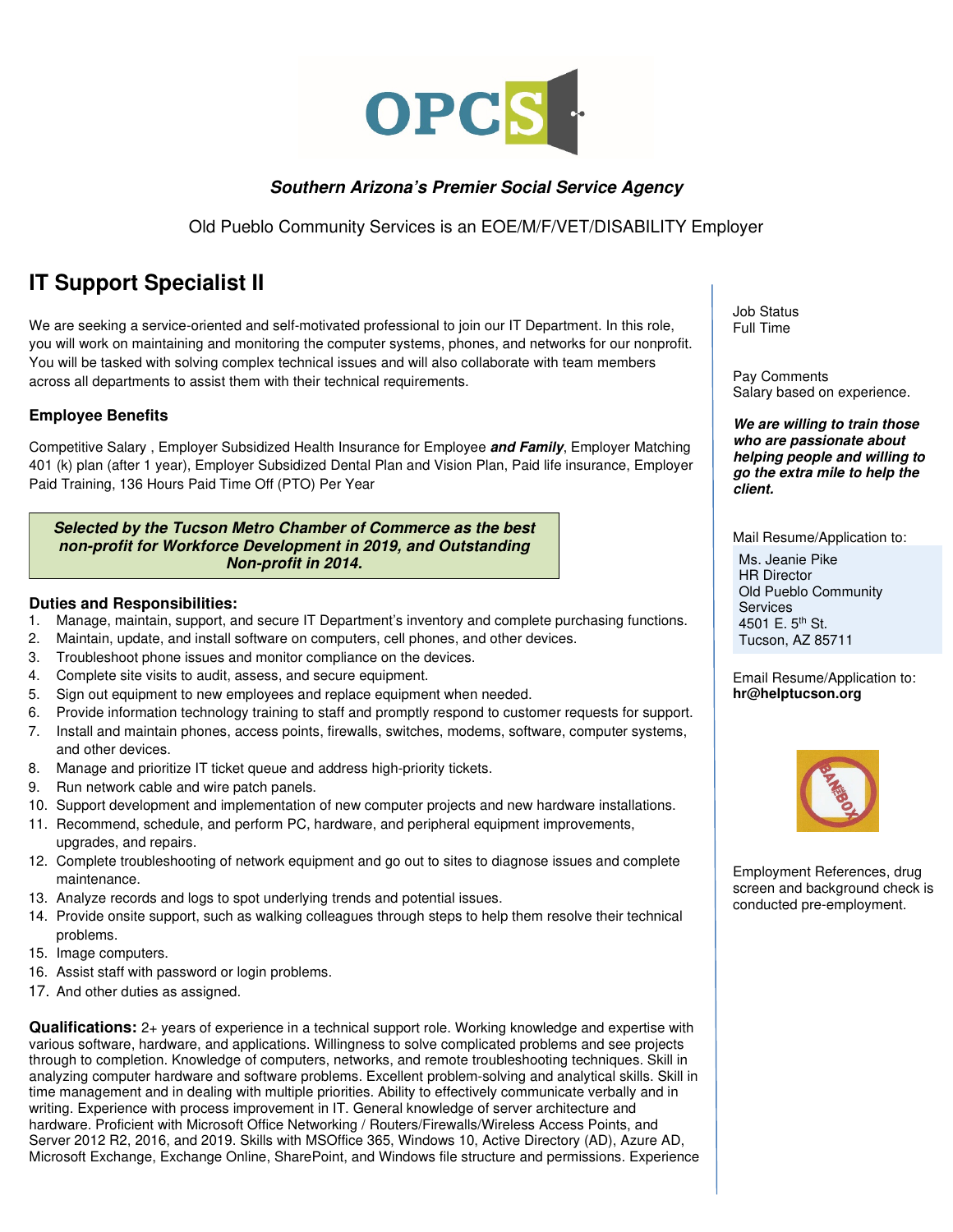**OPCS**

***Southern Arizona's Premier Social Service Agency***

Old Pueblo Community Services is an EOE/M/F/VET/DISABILITY Employer

# IT Support Specialist II

We are seeking a service-oriented and self-motivated professional to join our IT Department. In this role, you will work on maintaining and monitoring the computer systems, phones, and networks for our nonprofit. You will be tasked with solving complex technical issues and will also collaborate with team members across all departments to assist them with their technical requirements.

## Employee Benefits

Competitive Salary , Employer Subsidized Health Insurance for Employee ***and Family***, Employer Matching 401 (k) plan (after 1 year), Employer Subsidized Dental Plan and Vision Plan, Paid life insurance, Employer Paid Training, 136 Hours Paid Time Off (PTO) Per Year

***Selected by the Tucson Metro Chamber of Commerce as the best non-profit for Workforce Development in 2019, and Outstanding Non-profit in 2014.***

## Duties and Responsibilities:

1. Manage, maintain, support, and secure IT Department's inventory and complete purchasing functions.
2. Maintain, update, and install software on computers, cell phones, and other devices.
3. Troubleshoot phone issues and monitor compliance on the devices.
4. Complete site visits to audit, assess, and secure equipment.
5. Sign out equipment to new employees and replace equipment when needed.
6. Provide information technology training to staff and promptly respond to customer requests for support.
7. Install and maintain phones, access points, firewalls, switches, modems, software, computer systems, and other devices.
8. Manage and prioritize IT ticket queue and address high-priority tickets.
9. Run network cable and wire patch panels.
10. Support development and implementation of new computer projects and new hardware installations.
11. Recommend, schedule, and perform PC, hardware, and peripheral equipment improvements, upgrades, and repairs.
12. Complete troubleshooting of network equipment and go out to sites to diagnose issues and complete maintenance.
13. Analyze records and logs to spot underlying trends and potential issues.
14. Provide onsite support, such as walking colleagues through steps to help them resolve their technical problems.
15. Image computers.
16. Assist staff with password or login problems.
17. And other duties as assigned.

**Qualifications:** 2+ years of experience in a technical support role. Working knowledge and expertise with various software, hardware, and applications. Willingness to solve complicated problems and see projects through to completion. Knowledge of computers, networks, and remote troubleshooting techniques. Skill in analyzing computer hardware and software problems. Excellent problem-solving and analytical skills. Skill in time management and in dealing with multiple priorities. Ability to effectively communicate verbally and in writing. Experience with process improvement in IT. General knowledge of server architecture and hardware. Proficient with Microsoft Office Networking / Routers/Firewalls/Wireless Access Points, and Server 2012 R2, 2016, and 2019. Skills with MSOffice 365, Windows 10, Active Directory (AD), Azure AD, Microsoft Exchange, Exchange Online, SharePoint, and Windows file structure and permissions. Experience

Job Status
Full Time

Pay Comments
Salary based on experience.

***We are willing to train those who are passionate about helping people and willing to go the extra mile to help the client.***

Mail Resume/Application to:

Ms. Jeanie Pike
HR Director
Old Pueblo Community Services
4501 E. 5th St.
Tucson, AZ 85711

Email Resume/Application to:
**hr@helptucson.org**

BAN THE BOX

Employment References, drug screen and background check is conducted pre-employment.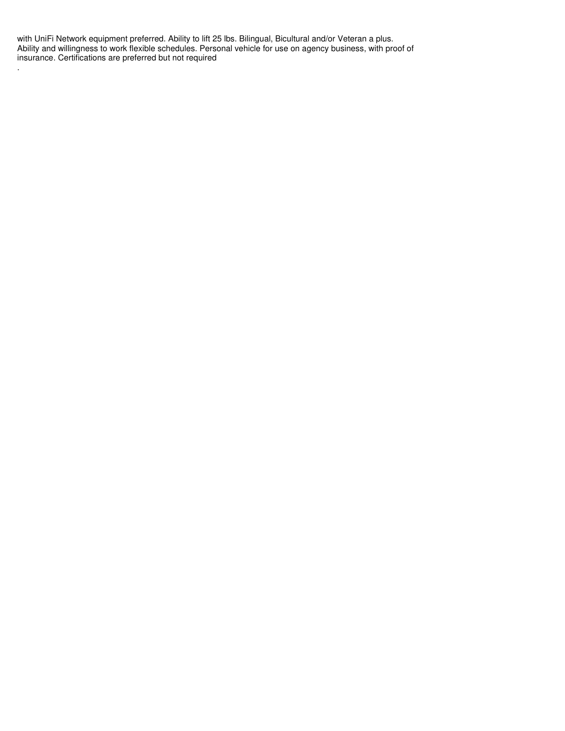with UniFi Network equipment preferred. Ability to lift 25 lbs. Bilingual, Bicultural and/or Veteran a plus. Ability and willingness to work flexible schedules. Personal vehicle for use on agency business, with proof of insurance. Certifications are preferred but not required

.